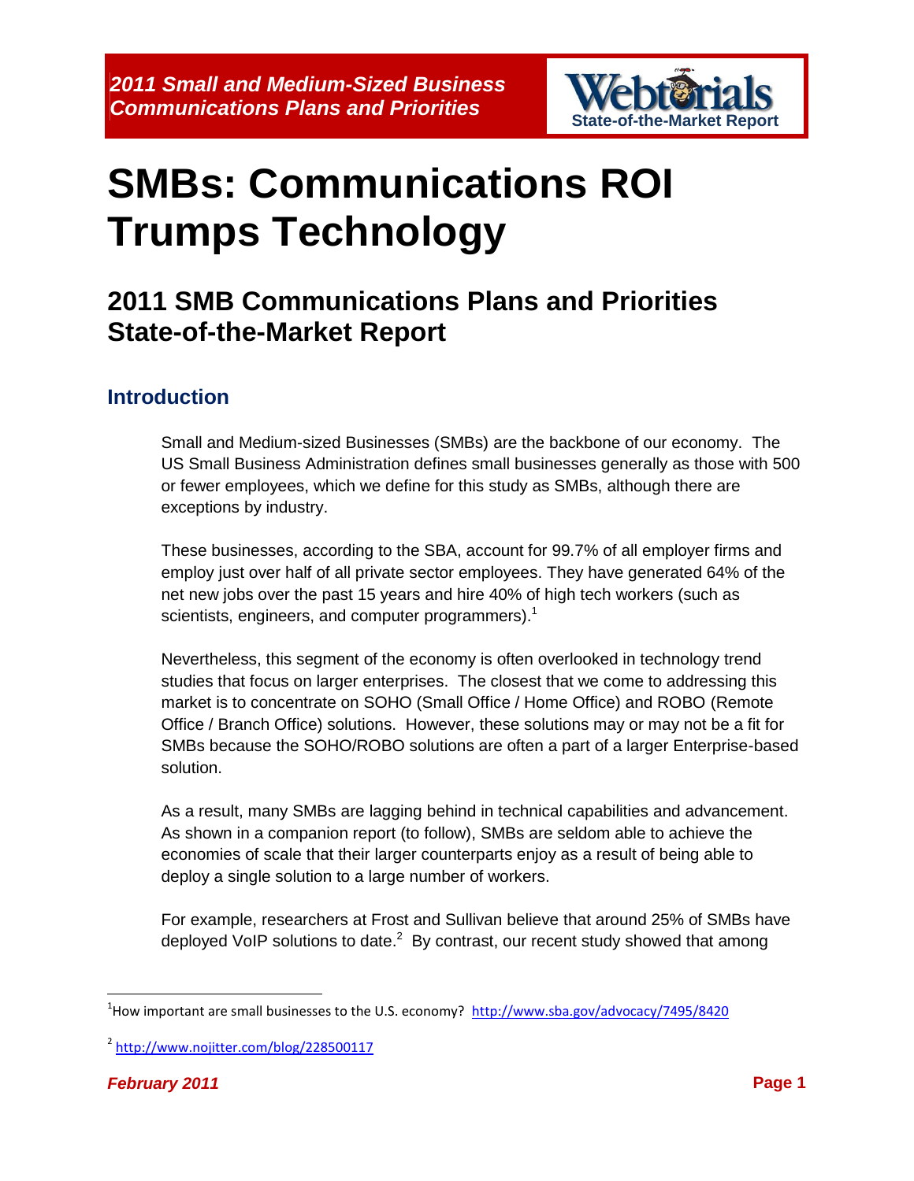# SMBs: Communications ROI Trumps Technology

## 2011 SMB Communications Plans and Priorities State-of-the-Market Report

### Introduction

Small and Medium-sized Businesses (SMBs) are the backbone of our economy. The US Small Business Administration defines small businesses generally as those with 500 or fewer employees, which we define for this study as SMBs, although there are exceptions by industry.

These businesses, according to the SBA, account for 99.7% of all employer firms and employ just over half of all private sector employees. They have generated 64% of the net new jobs over the past 15 years and hire 40% of high tech workers (such as scientists, engineers, and computer programmers).[1]

Nevertheless, this segment of the economy is often overlooked in technology trend studies that focus on larger enterprises. The closest that we come to addressing this market is to concentrate on SOHO (Small Office / Home Office) and ROBO (Remote Office / Branch Office) solutions. However, these solutions may or may not be a fit for SMBs because the SOHO/ROBO solutions are often a part of a larger Enterprise-based solution.

As a result, many SMBs are lagging behind in technical capabilities and advancement. As shown in a companion report (to follow), SMBs are seldom able to achieve the economies of scale that their larger counterparts enjoy as a result of being able to deploy a single solution to a large number of workers.

For example, researchers at Frost and Sullivan believe that around 25% of SMBs have deployed VoIP solutions to date.[2] By contrast, our recent study showed that among

---

[1] How important are small businesses to the U.S. economy? http://www.sba.gov/advocacy/7495/8420

[2] http://www.nojitter.com/blog/228500117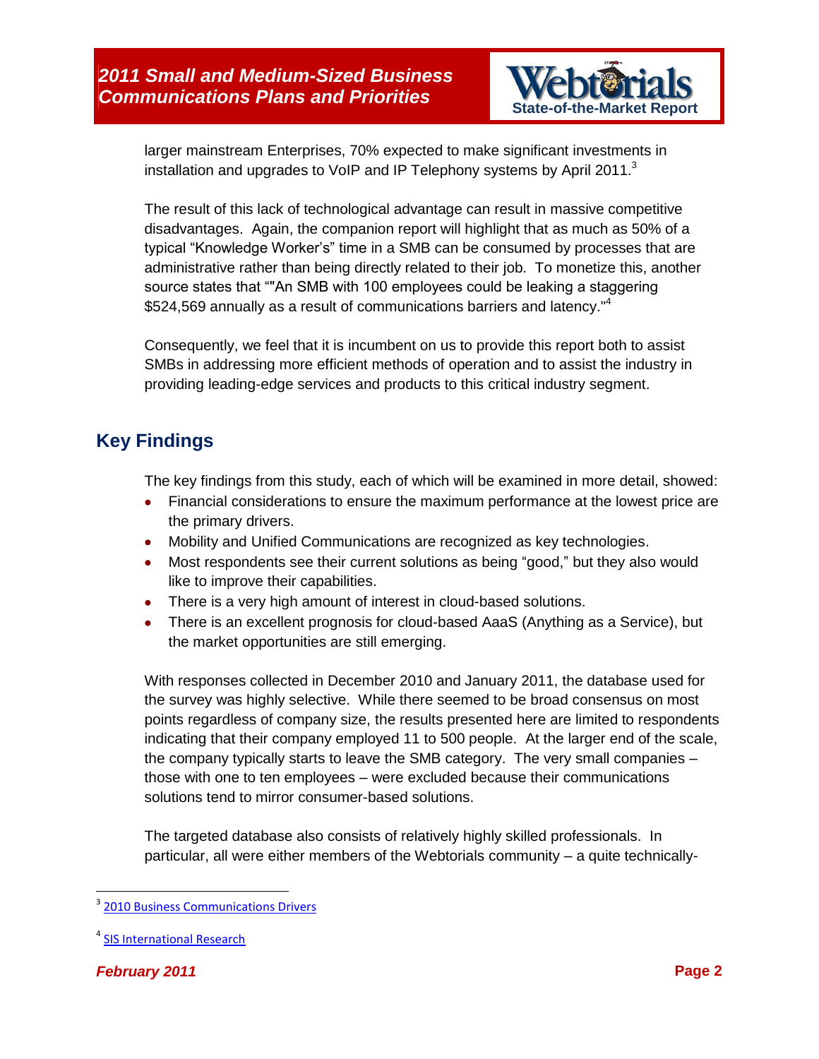larger mainstream Enterprises, 70% expected to make significant investments in installation and upgrades to VoIP and IP Telephony systems by April 2011.[3]

The result of this lack of technological advantage can result in massive competitive disadvantages. Again, the companion report will highlight that as much as 50% of a typical "Knowledge Worker's" time in a SMB can be consumed by processes that are administrative rather than being directly related to their job. To monetize this, another source states that ""An SMB with 100 employees could be leaking a staggering $524,569 annually as a result of communications barriers and latency."[4]

Consequently, we feel that it is incumbent on us to provide this report both to assist SMBs in addressing more efficient methods of operation and to assist the industry in providing leading-edge services and products to this critical industry segment.

## Key Findings

The key findings from this study, each of which will be examined in more detail, showed:

- Financial considerations to ensure the maximum performance at the lowest price are the primary drivers.
- Mobility and Unified Communications are recognized as key technologies.
- Most respondents see their current solutions as being "good," but they also would like to improve their capabilities.
- There is a very high amount of interest in cloud-based solutions.
- There is an excellent prognosis for cloud-based AaaS (Anything as a Service), but the market opportunities are still emerging.

With responses collected in December 2010 and January 2011, the database used for the survey was highly selective. While there seemed to be broad consensus on most points regardless of company size, the results presented here are limited to respondents indicating that their company employed 11 to 500 people. At the larger end of the scale, the company typically starts to leave the SMB category. The very small companies – those with one to ten employees – were excluded because their communications solutions tend to mirror consumer-based solutions.

The targeted database also consists of relatively highly skilled professionals. In particular, all were either members of the Webtorials community – a quite technically-

---

[3] 2010 Business Communications Drivers

[4] SIS International Research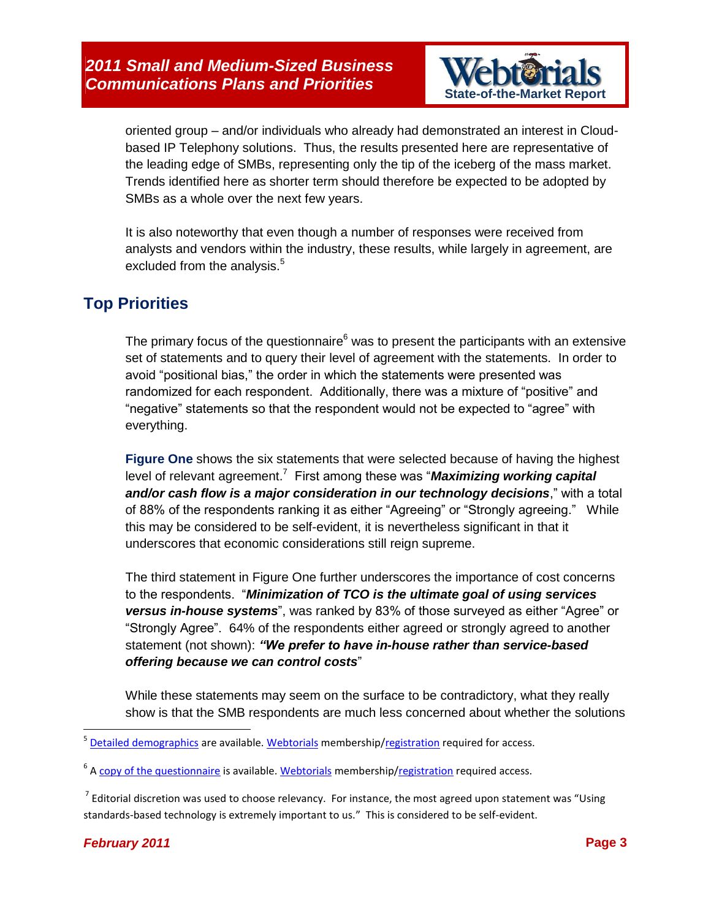oriented group – and/or individuals who already had demonstrated an interest in Cloud-based IP Telephony solutions. Thus, the results presented here are representative of the leading edge of SMBs, representing only the tip of the iceberg of the mass market. Trends identified here as shorter term should therefore be expected to be adopted by SMBs as a whole over the next few years.

It is also noteworthy that even though a number of responses were received from analysts and vendors within the industry, these results, while largely in agreement, are excluded from the analysis.[5]

## Top Priorities

The primary focus of the questionnaire[6] was to present the participants with an extensive set of statements and to query their level of agreement with the statements. In order to avoid "positional bias," the order in which the statements were presented was randomized for each respondent. Additionally, there was a mixture of "positive" and "negative" statements so that the respondent would not be expected to "agree" with everything.

**Figure One** shows the six statements that were selected because of having the highest level of relevant agreement.[7] First among these was "***Maximizing working capital and/or cash flow is a major consideration in our technology decisions***," with a total of 88% of the respondents ranking it as either "Agreeing" or "Strongly agreeing." While this may be considered to be self-evident, it is nevertheless significant in that it underscores that economic considerations still reign supreme.

The third statement in Figure One further underscores the importance of cost concerns to the respondents. "***Minimization of TCO is the ultimate goal of using services versus in-house systems***", was ranked by 83% of those surveyed as either "Agree" or "Strongly Agree". 64% of the respondents either agreed or strongly agreed to another statement (not shown): ***"We prefer to have in-house rather than service-based offering because we can control costs***"

While these statements may seem on the surface to be contradictory, what they really show is that the SMB respondents are much less concerned about whether the solutions

---

[5] Detailed demographics are available. Webtorials membership/registration required for access.

[6] A copy of the questionnaire is available. Webtorials membership/registration required access.

[7] Editorial discretion was used to choose relevancy. For instance, the most agreed upon statement was "Using standards-based technology is extremely important to us." This is considered to be self-evident.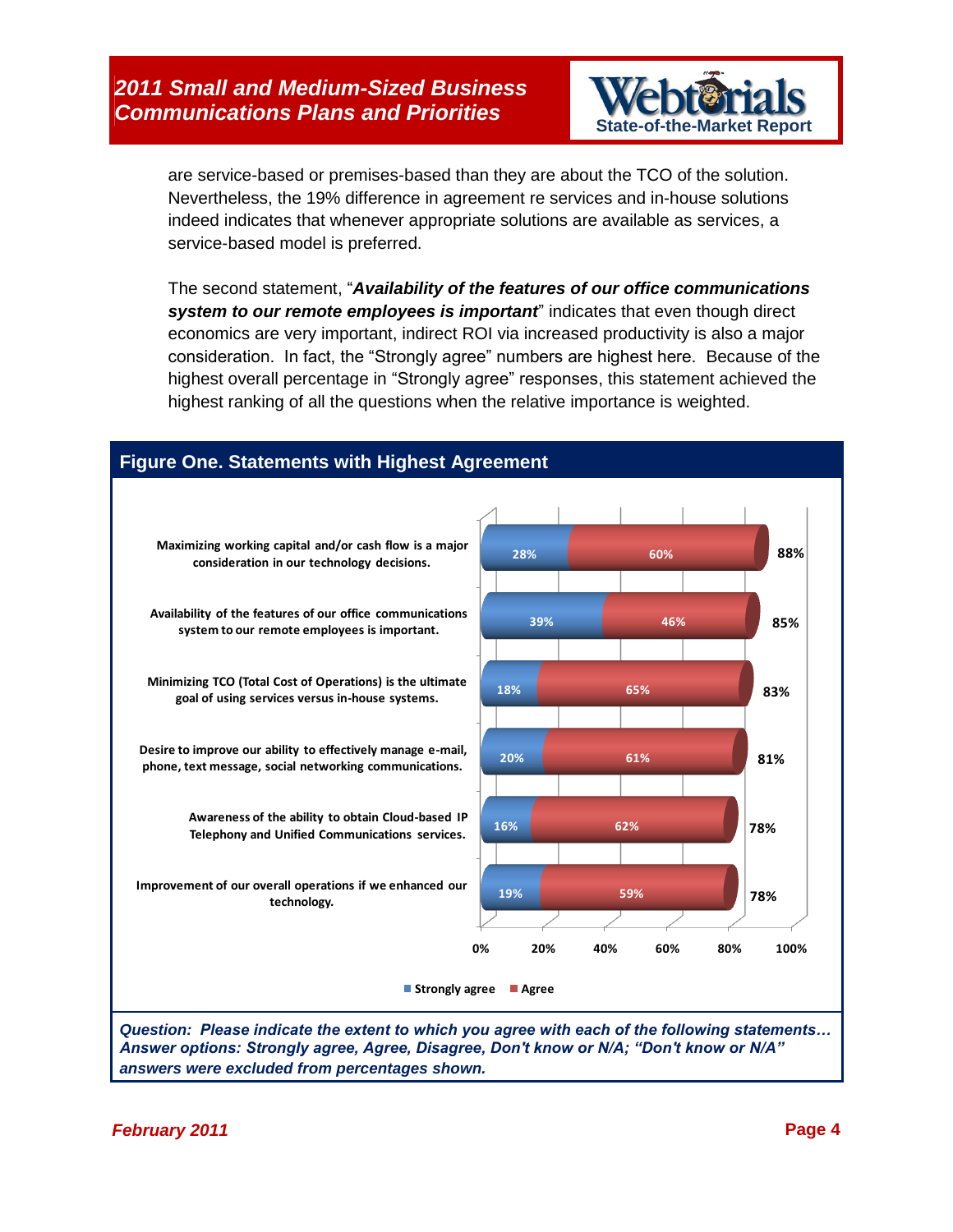are service-based or premises-based than they are about the TCO of the solution. Nevertheless, the 19% difference in agreement re services and in-house solutions indeed indicates that whenever appropriate solutions are available as services, a service-based model is preferred.

The second statement, "***Availability of the features of our office communications system to our remote employees is important***" indicates that even though direct economics are very important, indirect ROI via increased productivity is also a major consideration. In fact, the "Strongly agree" numbers are highest here. Because of the highest overall percentage in "Strongly agree" responses, this statement achieved the highest ranking of all the questions when the relative importance is weighted.

### Figure One. Statements with Highest Agreement

| Statement | Strongly agree | Agree | Total |
|---|---|---|---|
| Maximizing working capital and/or cash flow is a major consideration in our technology decisions. | 28% | 60% | 88% |
| Availability of the features of our office communications system to our remote employees is important. | 39% | 46% | 85% |
| Minimizing TCO (Total Cost of Operations) is the ultimate goal of using services versus in-house systems. | 18% | 65% | 83% |
| Desire to improve our ability to effectively manage e-mail, phone, text message, social networking communications. | 20% | 61% | 81% |
| Awareness of the ability to obtain Cloud-based IP Telephony and Unified Communications services. | 16% | 62% | 78% |
| Improvement of our overall operations if we enhanced our technology. | 19% | 59% | 78% |

*Question: Please indicate the extent to which you agree with each of the following statements… Answer options: Strongly agree, Agree, Disagree, Don't know or N/A; "Don't know or N/A" answers were excluded from percentages shown.*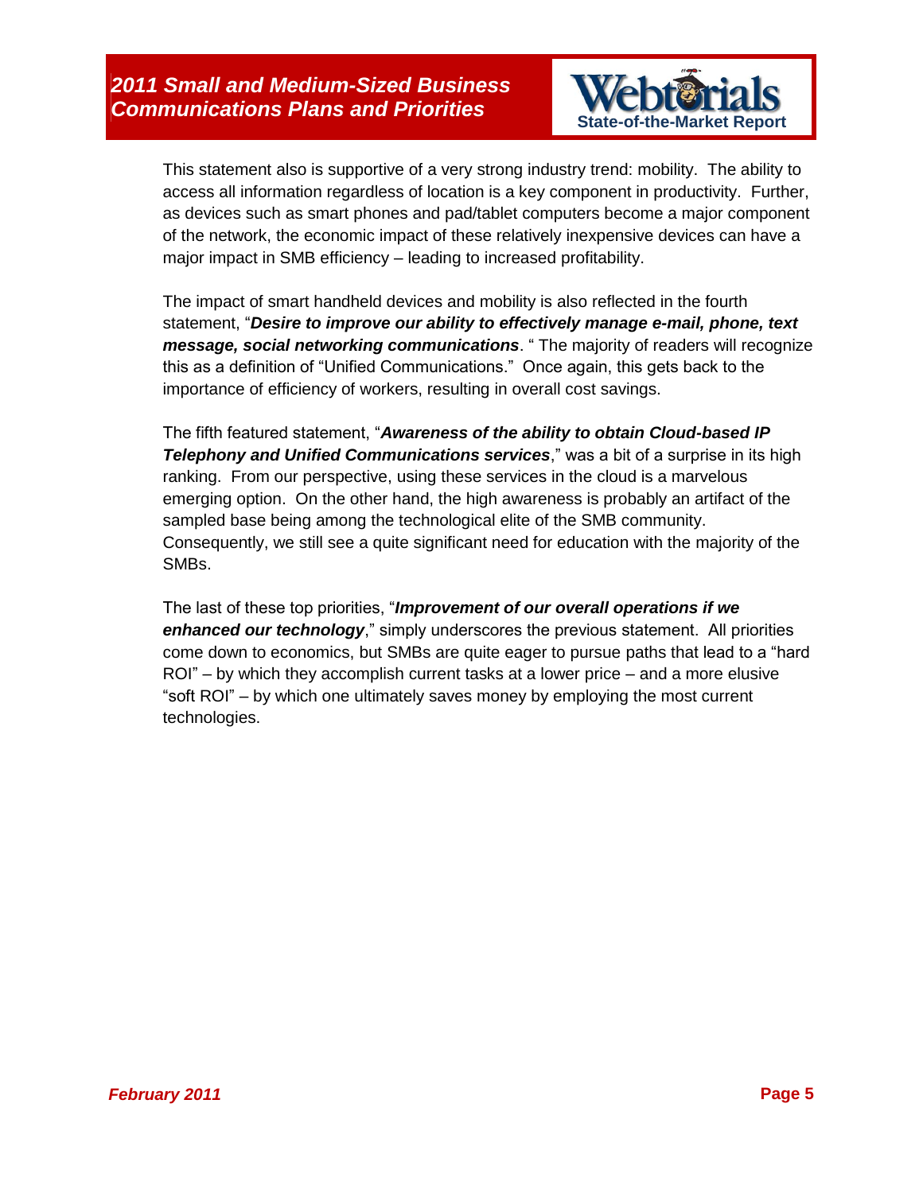This statement also is supportive of a very strong industry trend: mobility. The ability to access all information regardless of location is a key component in productivity. Further, as devices such as smart phones and pad/tablet computers become a major component of the network, the economic impact of these relatively inexpensive devices can have a major impact in SMB efficiency – leading to increased profitability.

The impact of smart handheld devices and mobility is also reflected in the fourth statement, "***Desire to improve our ability to effectively manage e-mail, phone, text message, social networking communications***. " The majority of readers will recognize this as a definition of "Unified Communications." Once again, this gets back to the importance of efficiency of workers, resulting in overall cost savings.

The fifth featured statement, "***Awareness of the ability to obtain Cloud-based IP Telephony and Unified Communications services***," was a bit of a surprise in its high ranking. From our perspective, using these services in the cloud is a marvelous emerging option. On the other hand, the high awareness is probably an artifact of the sampled base being among the technological elite of the SMB community. Consequently, we still see a quite significant need for education with the majority of the SMBs.

The last of these top priorities, "***Improvement of our overall operations if we enhanced our technology***," simply underscores the previous statement. All priorities come down to economics, but SMBs are quite eager to pursue paths that lead to a "hard ROI" – by which they accomplish current tasks at a lower price – and a more elusive "soft ROI" – by which one ultimately saves money by employing the most current technologies.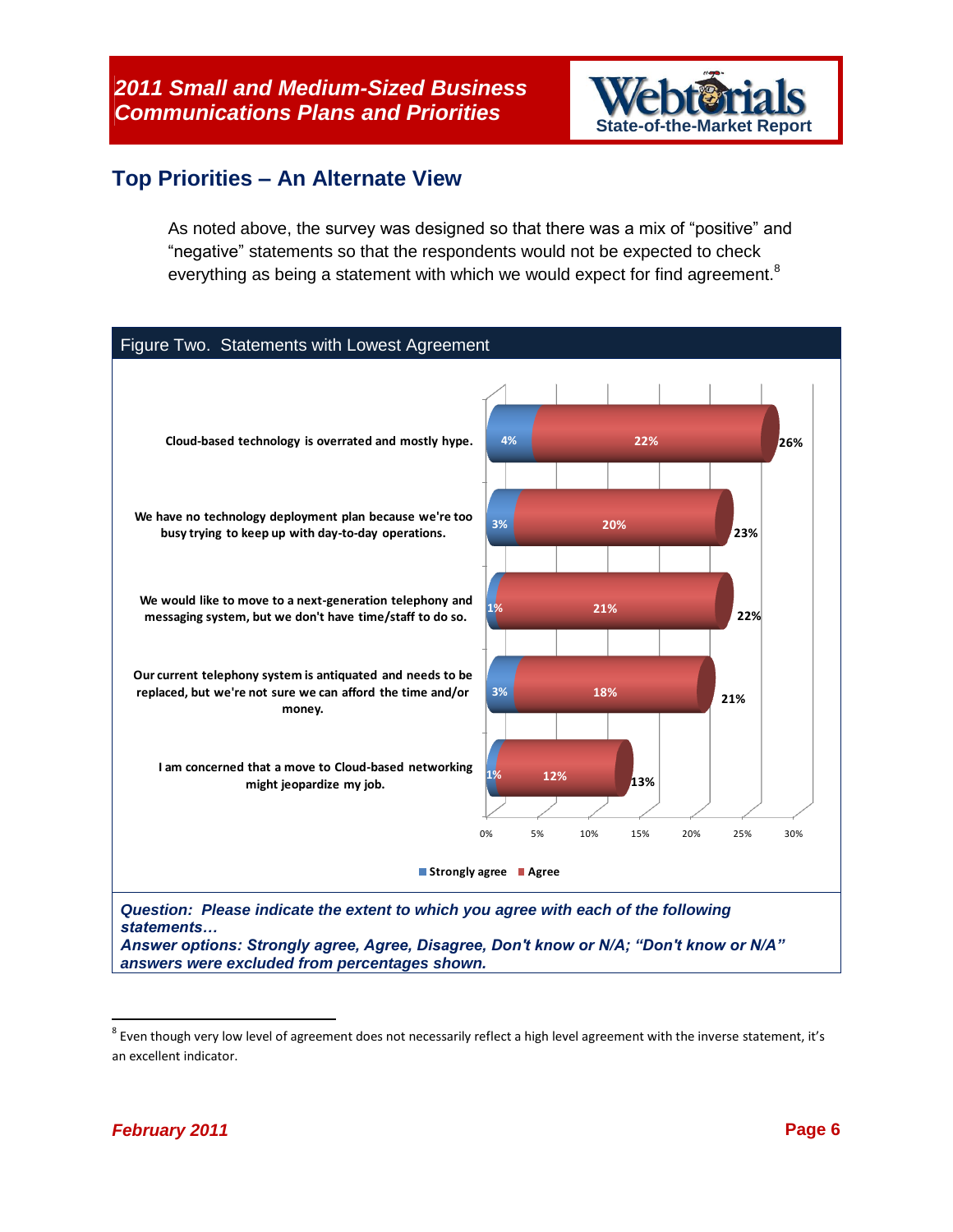## Top Priorities – An Alternate View

As noted above, the survey was designed so that there was a mix of "positive" and "negative" statements so that the respondents would not be expected to check everything as being a statement with which we would expect for find agreement.[8]

**Figure Two. Statements with Lowest Agreement**

| Statement | Strongly agree | Agree | Total |
|---|---|---|---|
| Cloud-based technology is overrated and mostly hype. | 4% | 22% | 26% |
| We have no technology deployment plan because we're too busy trying to keep up with day-to-day operations. | 3% | 20% | 23% |
| We would like to move to a next-generation telephony and messaging system, but we don't have time/staff to do so. | 1% | 21% | 22% |
| Our current telephony system is antiquated and needs to be replaced, but we're not sure we can afford the time and/or money. | 3% | 18% | 21% |
| I am concerned that a move to Cloud-based networking might jeopardize my job. | 1% | 12% | 13% |

***Question: Please indicate the extent to which you agree with each of the following statements…***
***Answer options: Strongly agree, Agree, Disagree, Don't know or N/A; "Don't know or N/A" answers were excluded from percentages shown.***

[8] Even though very low level of agreement does not necessarily reflect a high level agreement with the inverse statement, it's an excellent indicator.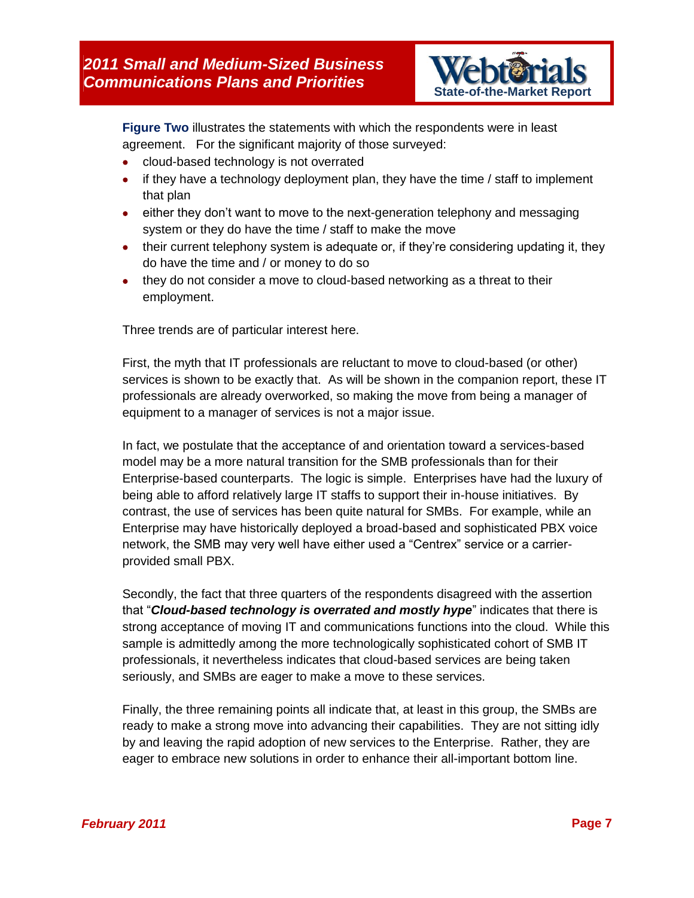**Figure Two** illustrates the statements with which the respondents were in least agreement. For the significant majority of those surveyed:

- cloud-based technology is not overrated
- if they have a technology deployment plan, they have the time / staff to implement that plan
- either they don't want to move to the next-generation telephony and messaging system or they do have the time / staff to make the move
- their current telephony system is adequate or, if they're considering updating it, they do have the time and / or money to do so
- they do not consider a move to cloud-based networking as a threat to their employment.

Three trends are of particular interest here.

First, the myth that IT professionals are reluctant to move to cloud-based (or other) services is shown to be exactly that. As will be shown in the companion report, these IT professionals are already overworked, so making the move from being a manager of equipment to a manager of services is not a major issue.

In fact, we postulate that the acceptance of and orientation toward a services-based model may be a more natural transition for the SMB professionals than for their Enterprise-based counterparts. The logic is simple. Enterprises have had the luxury of being able to afford relatively large IT staffs to support their in-house initiatives. By contrast, the use of services has been quite natural for SMBs. For example, while an Enterprise may have historically deployed a broad-based and sophisticated PBX voice network, the SMB may very well have either used a "Centrex" service or a carrier-provided small PBX.

Secondly, the fact that three quarters of the respondents disagreed with the assertion that "***Cloud-based technology is overrated and mostly hype***" indicates that there is strong acceptance of moving IT and communications functions into the cloud. While this sample is admittedly among the more technologically sophisticated cohort of SMB IT professionals, it nevertheless indicates that cloud-based services are being taken seriously, and SMBs are eager to make a move to these services.

Finally, the three remaining points all indicate that, at least in this group, the SMBs are ready to make a strong move into advancing their capabilities. They are not sitting idly by and leaving the rapid adoption of new services to the Enterprise. Rather, they are eager to embrace new solutions in order to enhance their all-important bottom line.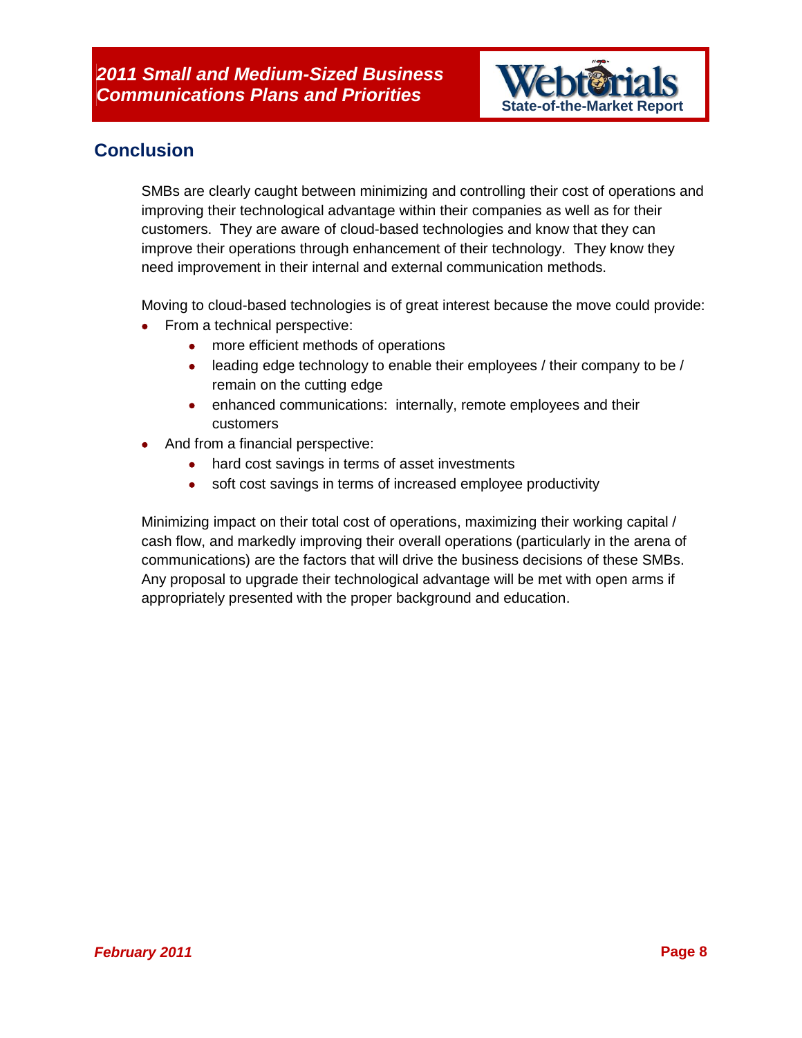## Conclusion

SMBs are clearly caught between minimizing and controlling their cost of operations and improving their technological advantage within their companies as well as for their customers. They are aware of cloud-based technologies and know that they can improve their operations through enhancement of their technology. They know they need improvement in their internal and external communication methods.

Moving to cloud-based technologies is of great interest because the move could provide:

- From a technical perspective:
  - more efficient methods of operations
  - leading edge technology to enable their employees / their company to be / remain on the cutting edge
  - enhanced communications: internally, remote employees and their customers
- And from a financial perspective:
  - hard cost savings in terms of asset investments
  - soft cost savings in terms of increased employee productivity

Minimizing impact on their total cost of operations, maximizing their working capital / cash flow, and markedly improving their overall operations (particularly in the arena of communications) are the factors that will drive the business decisions of these SMBs. Any proposal to upgrade their technological advantage will be met with open arms if appropriately presented with the proper background and education.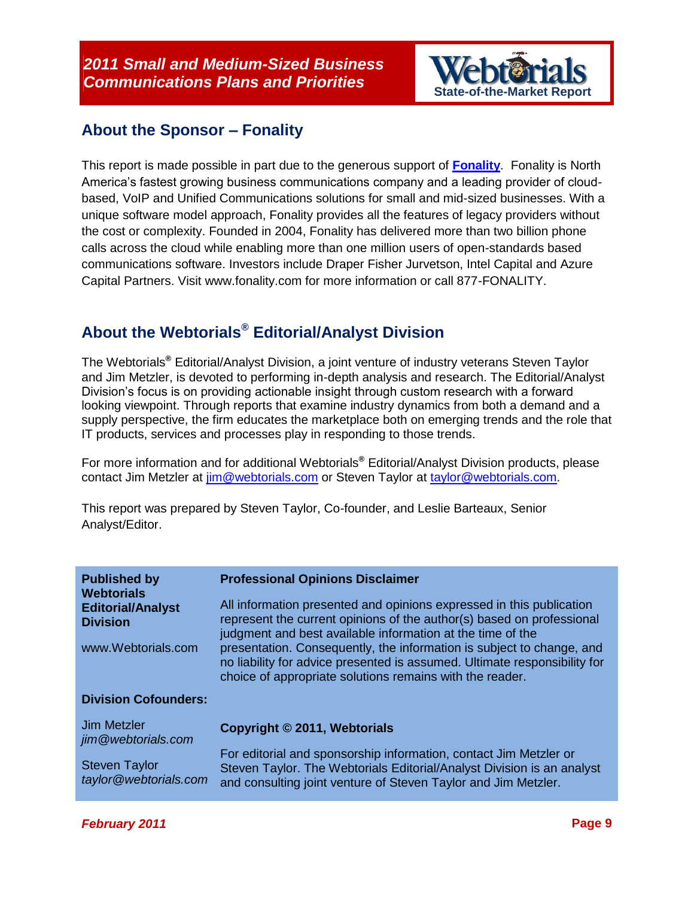## About the Sponsor – Fonality

This report is made possible in part due to the generous support of **Fonality**. Fonality is North America's fastest growing business communications company and a leading provider of cloud-based, VoIP and Unified Communications solutions for small and mid-sized businesses. With a unique software model approach, Fonality provides all the features of legacy providers without the cost or complexity. Founded in 2004, Fonality has delivered more than two billion phone calls across the cloud while enabling more than one million users of open-standards based communications software. Investors include Draper Fisher Jurvetson, Intel Capital and Azure Capital Partners. Visit www.fonality.com for more information or call 877-FONALITY.

## About the Webtorials® Editorial/Analyst Division

The Webtorials® Editorial/Analyst Division, a joint venture of industry veterans Steven Taylor and Jim Metzler, is devoted to performing in-depth analysis and research. The Editorial/Analyst Division's focus is on providing actionable insight through custom research with a forward looking viewpoint. Through reports that examine industry dynamics from both a demand and a supply perspective, the firm educates the marketplace both on emerging trends and the role that IT products, services and processes play in responding to those trends.

For more information and for additional Webtorials® Editorial/Analyst Division products, please contact Jim Metzler at jim@webtorials.com or Steven Taylor at taylor@webtorials.com.

This report was prepared by Steven Taylor, Co-founder, and Leslie Barteaux, Senior Analyst/Editor.

**Published by Webtorials Editorial/Analyst Division**

www.Webtorials.com

**Division Cofounders:**

Jim Metzler
*jim@webtorials.com*

Steven Taylor
*taylor@webtorials.com*

**Professional Opinions Disclaimer**

All information presented and opinions expressed in this publication represent the current opinions of the author(s) based on professional judgment and best available information at the time of the presentation. Consequently, the information is subject to change, and no liability for advice presented is assumed. Ultimate responsibility for choice of appropriate solutions remains with the reader.

**Copyright © 2011, Webtorials**

For editorial and sponsorship information, contact Jim Metzler or Steven Taylor. The Webtorials Editorial/Analyst Division is an analyst and consulting joint venture of Steven Taylor and Jim Metzler.